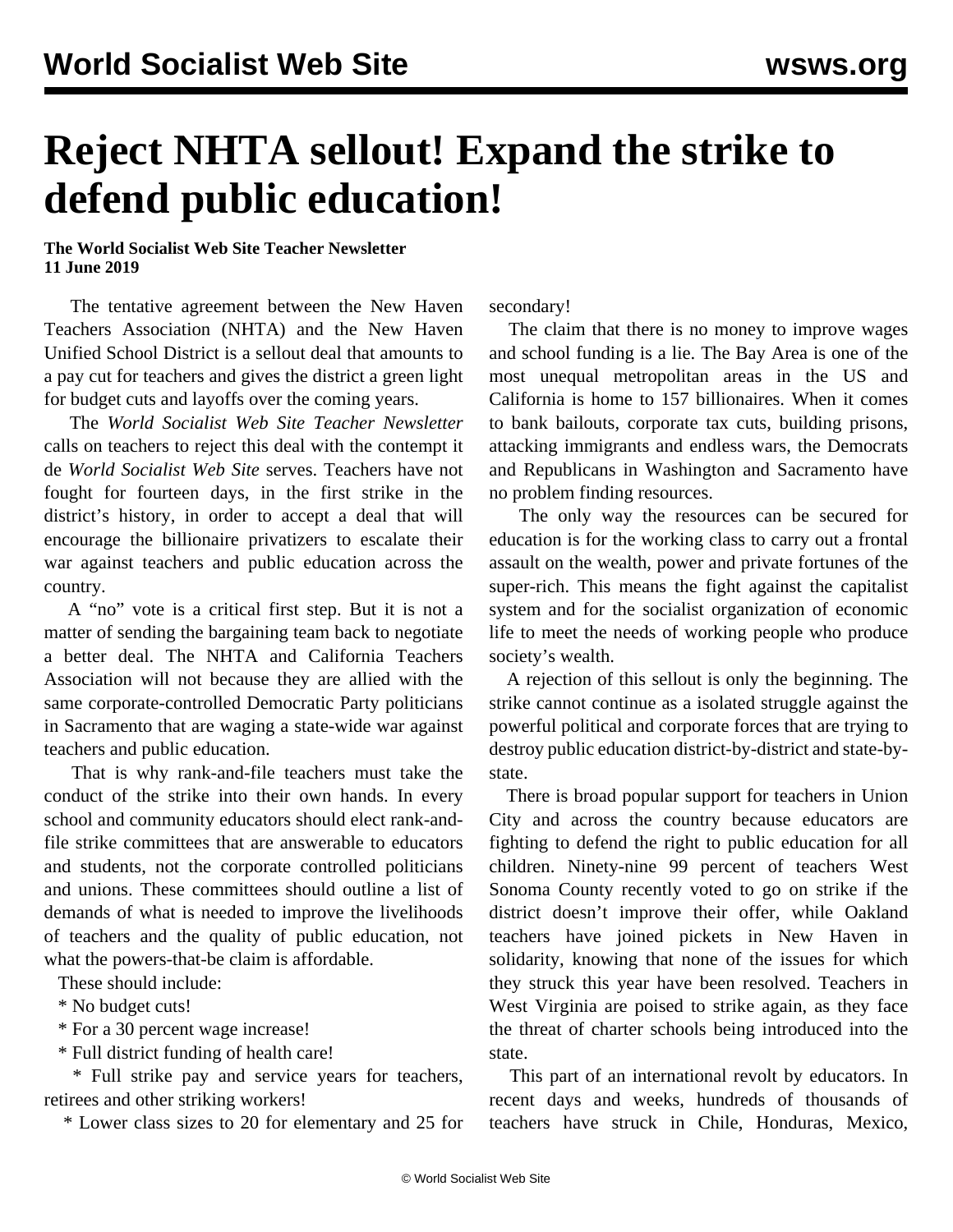# Reject NHTA sellout! Expand the strike to defend public education!

**The World Socialist Web Site Teacher Newsletter**
**11 June 2019**

The tentative agreement between the New Haven Teachers Association (NHTA) and the New Haven Unified School District is a sellout deal that amounts to a pay cut for teachers and gives the district a green light for budget cuts and layoffs over the coming years.

The *World Socialist Web Site Teacher Newsletter* calls on teachers to reject this deal with the contempt it de *World Socialist Web Site* serves. Teachers have not fought for fourteen days, in the first strike in the district's history, in order to accept a deal that will encourage the billionaire privatizers to escalate their war against teachers and public education across the country.

A "no" vote is a critical first step. But it is not a matter of sending the bargaining team back to negotiate a better deal. The NHTA and California Teachers Association will not because they are allied with the same corporate-controlled Democratic Party politicians in Sacramento that are waging a state-wide war against teachers and public education.

That is why rank-and-file teachers must take the conduct of the strike into their own hands. In every school and community educators should elect rank-and-file strike committees that are answerable to educators and students, not the corporate controlled politicians and unions. These committees should outline a list of demands of what is needed to improve the livelihoods of teachers and the quality of public education, not what the powers-that-be claim is affordable.

These should include:

* No budget cuts!
* For a 30 percent wage increase!
* Full district funding of health care!
* Full strike pay and service years for teachers, retirees and other striking workers!
* Lower class sizes to 20 for elementary and 25 for secondary!

The claim that there is no money to improve wages and school funding is a lie. The Bay Area is one of the most unequal metropolitan areas in the US and California is home to 157 billionaires. When it comes to bank bailouts, corporate tax cuts, building prisons, attacking immigrants and endless wars, the Democrats and Republicans in Washington and Sacramento have no problem finding resources.

The only way the resources can be secured for education is for the working class to carry out a frontal assault on the wealth, power and private fortunes of the super-rich. This means the fight against the capitalist system and for the socialist organization of economic life to meet the needs of working people who produce society's wealth.

A rejection of this sellout is only the beginning. The strike cannot continue as a isolated struggle against the powerful political and corporate forces that are trying to destroy public education district-by-district and state-by-state.

There is broad popular support for teachers in Union City and across the country because educators are fighting to defend the right to public education for all children. Ninety-nine 99 percent of teachers West Sonoma County recently voted to go on strike if the district doesn't improve their offer, while Oakland teachers have joined pickets in New Haven in solidarity, knowing that none of the issues for which they struck this year have been resolved. Teachers in West Virginia are poised to strike again, as they face the threat of charter schools being introduced into the state.

This part of an international revolt by educators. In recent days and weeks, hundreds of thousands of teachers have struck in Chile, Honduras, Mexico,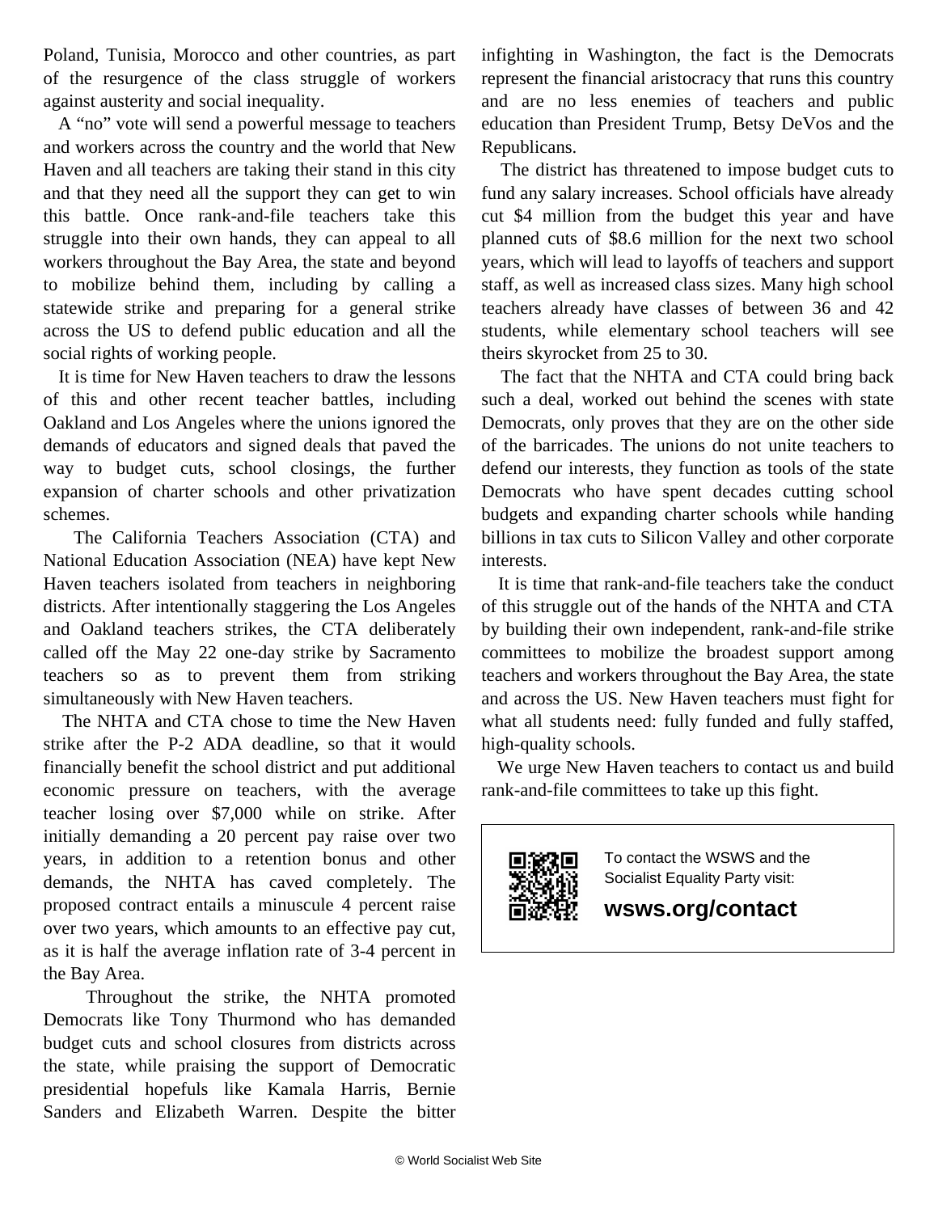Poland, Tunisia, Morocco and other countries, as part of the resurgence of the class struggle of workers against austerity and social inequality.

A "no" vote will send a powerful message to teachers and workers across the country and the world that New Haven and all teachers are taking their stand in this city and that they need all the support they can get to win this battle. Once rank-and-file teachers take this struggle into their own hands, they can appeal to all workers throughout the Bay Area, the state and beyond to mobilize behind them, including by calling a statewide strike and preparing for a general strike across the US to defend public education and all the social rights of working people.

It is time for New Haven teachers to draw the lessons of this and other recent teacher battles, including Oakland and Los Angeles where the unions ignored the demands of educators and signed deals that paved the way to budget cuts, school closings, the further expansion of charter schools and other privatization schemes.

The California Teachers Association (CTA) and National Education Association (NEA) have kept New Haven teachers isolated from teachers in neighboring districts. After intentionally staggering the Los Angeles and Oakland teachers strikes, the CTA deliberately called off the May 22 one-day strike by Sacramento teachers so as to prevent them from striking simultaneously with New Haven teachers.

The NHTA and CTA chose to time the New Haven strike after the P-2 ADA deadline, so that it would financially benefit the school district and put additional economic pressure on teachers, with the average teacher losing over $7,000 while on strike. After initially demanding a 20 percent pay raise over two years, in addition to a retention bonus and other demands, the NHTA has caved completely. The proposed contract entails a minuscule 4 percent raise over two years, which amounts to an effective pay cut, as it is half the average inflation rate of 3-4 percent in the Bay Area.

Throughout the strike, the NHTA promoted Democrats like Tony Thurmond who has demanded budget cuts and school closures from districts across the state, while praising the support of Democratic presidential hopefuls like Kamala Harris, Bernie Sanders and Elizabeth Warren. Despite the bitter infighting in Washington, the fact is the Democrats represent the financial aristocracy that runs this country and are no less enemies of teachers and public education than President Trump, Betsy DeVos and the Republicans.

The district has threatened to impose budget cuts to fund any salary increases. School officials have already cut $4 million from the budget this year and have planned cuts of $8.6 million for the next two school years, which will lead to layoffs of teachers and support staff, as well as increased class sizes. Many high school teachers already have classes of between 36 and 42 students, while elementary school teachers will see theirs skyrocket from 25 to 30.

The fact that the NHTA and CTA could bring back such a deal, worked out behind the scenes with state Democrats, only proves that they are on the other side of the barricades. The unions do not unite teachers to defend our interests, they function as tools of the state Democrats who have spent decades cutting school budgets and expanding charter schools while handing billions in tax cuts to Silicon Valley and other corporate interests.

It is time that rank-and-file teachers take the conduct of this struggle out of the hands of the NHTA and CTA by building their own independent, rank-and-file strike committees to mobilize the broadest support among teachers and workers throughout the Bay Area, the state and across the US. New Haven teachers must fight for what all students need: fully funded and fully staffed, high-quality schools.

We urge New Haven teachers to contact us and build rank-and-file committees to take up this fight.

To contact the WSWS and the Socialist Equality Party visit:

**wsws.org/contact**